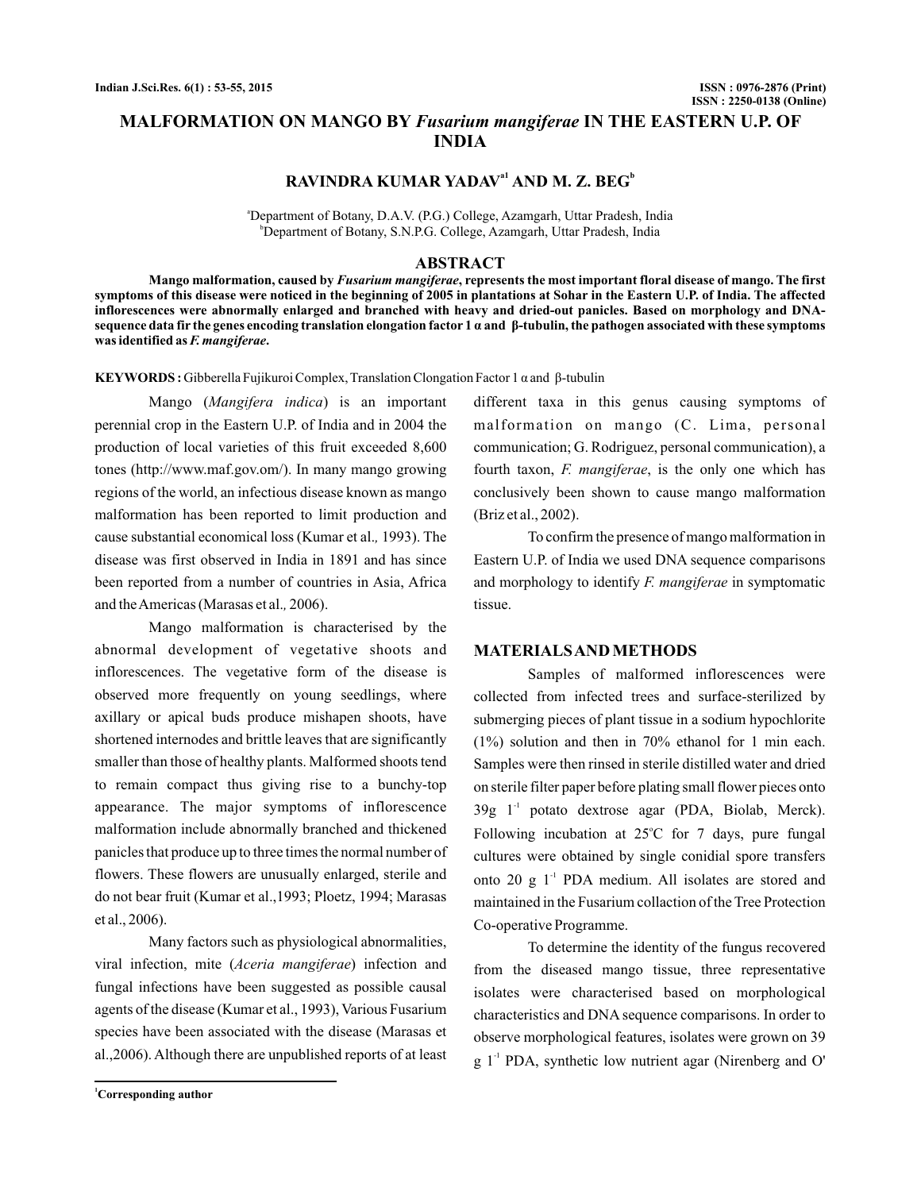# MALFORMATION ON MANGO BY *Fusarium mangiferae* IN THE EASTERN U.P. OF INDIA

**RAVINDRA KUMAR YADAV[a1] AND M. Z. BEG[b]**

[a]Department of Botany, D.A.V. (P.G.) College, Azamgarh, Uttar Pradesh, India
[b]Department of Botany, S.N.P.G. College, Azamgarh, Uttar Pradesh, India

## ABSTRACT

**Mango malformation, caused by *Fusarium mangiferae*, represents the most important floral disease of mango. The first symptoms of this disease were noticed in the beginning of 2005 in plantations at Sohar in the Eastern U.P. of India. The affected inflorescences were abnormally enlarged and branched with heavy and dried-out panicles. Based on morphology and DNA-sequence data fir the genes encoding translation elongation factor 1 α and β-tubulin, the pathogen associated with these symptoms was identified as *F. mangiferae*.**

**KEYWORDS :** Gibberella Fujikuroi Complex, Translation Clongation Factor 1 α and β-tubulin

Mango (*Mangifera indica*) is an important perennial crop in the Eastern U.P. of India and in 2004 the production of local varieties of this fruit exceeded 8,600 tones (http://www.maf.gov.om/). In many mango growing regions of the world, an infectious disease known as mango malformation has been reported to limit production and cause substantial economical loss (Kumar et al., 1993). The disease was first observed in India in 1891 and has since been reported from a number of countries in Asia, Africa and the Americas (Marasas et al., 2006).

Mango malformation is characterised by the abnormal development of vegetative shoots and inflorescences. The vegetative form of the disease is observed more frequently on young seedlings, where axillary or apical buds produce mishapen shoots, have shortened internodes and brittle leaves that are significantly smaller than those of healthy plants. Malformed shoots tend to remain compact thus giving rise to a bunchy-top appearance. The major symptoms of inflorescence malformation include abnormally branched and thickened panicles that produce up to three times the normal number of flowers. These flowers are unusually enlarged, sterile and do not bear fruit (Kumar et al.,1993; Ploetz, 1994; Marasas et al., 2006).

Many factors such as physiological abnormalities, viral infection, mite (*Aceria mangiferae*) infection and fungal infections have been suggested as possible causal agents of the disease (Kumar et al., 1993), Various Fusarium species have been associated with the disease (Marasas et al.,2006). Although there are unpublished reports of at least different taxa in this genus causing symptoms of malformation on mango (C. Lima, personal communication; G. Rodriguez, personal communication), a fourth taxon, *F. mangiferae*, is the only one which has conclusively been shown to cause mango malformation (Briz et al., 2002).

To confirm the presence of mango malformation in Eastern U.P. of India we used DNA sequence comparisons and morphology to identify *F. mangiferae* in symptomatic tissue.

## MATERIALS AND METHODS

Samples of malformed inflorescences were collected from infected trees and surface-sterilized by submerging pieces of plant tissue in a sodium hypochlorite (1%) solution and then in 70% ethanol for 1 min each. Samples were then rinsed in sterile distilled water and dried on sterile filter paper before plating small flower pieces onto 39g $l^{-1}$ potato dextrose agar (PDA, Biolab, Merck). Following incubation at 25°C for 7 days, pure fungal cultures were obtained by single conidial spore transfers onto 20 g $l^{-1}$ PDA medium. All isolates are stored and maintained in the Fusarium collaction of the Tree Protection Co-operative Programme.

To determine the identity of the fungus recovered from the diseased mango tissue, three representative isolates were characterised based on morphological characteristics and DNA sequence comparisons. In order to observe morphological features, isolates were grown on 39 g $l^{-1}$ PDA, synthetic low nutrient agar (Nirenberg and O'

[1]Corresponding author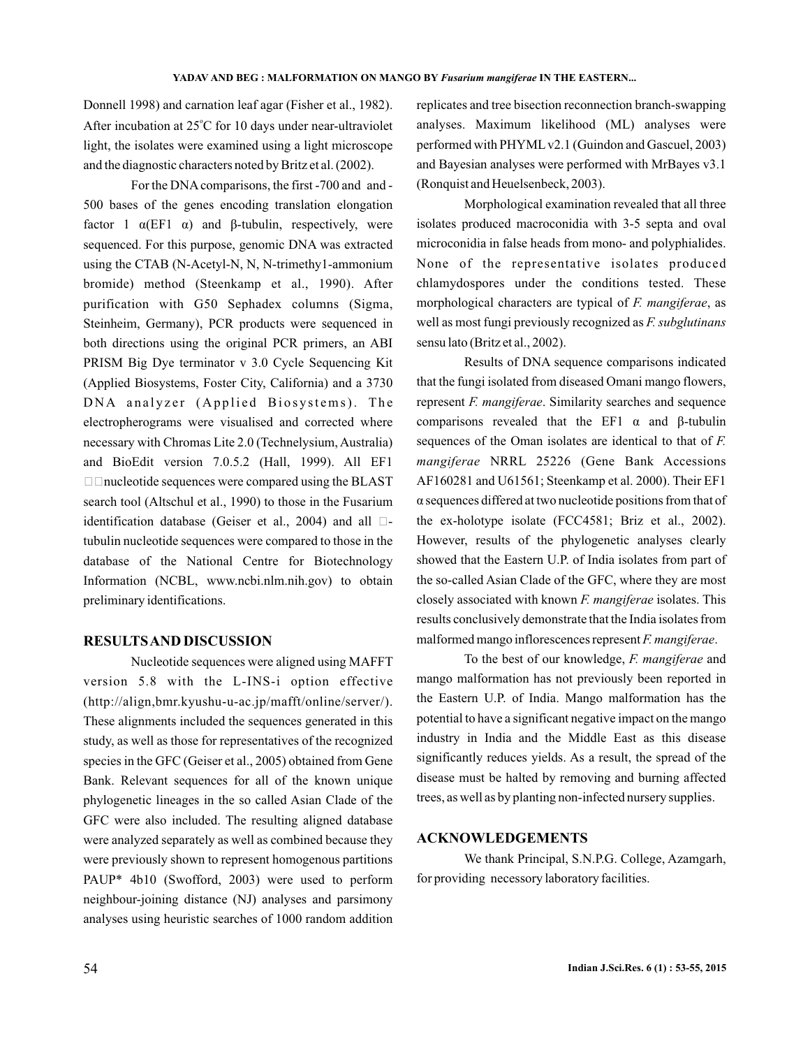Donnell 1998) and carnation leaf agar (Fisher et al., 1982). After incubation at 25°C for 10 days under near-ultraviolet light, the isolates were examined using a light microscope and the diagnostic characters noted by Britz et al. (2002).

For the DNA comparisons, the first -700 and and -500 bases of the genes encoding translation elongation factor 1 α(EF1 α) and β-tubulin, respectively, were sequenced. For this purpose, genomic DNA was extracted using the CTAB (N-Acetyl-N, N, N-trimethy1-ammonium bromide) method (Steenkamp et al., 1990). After purification with G50 Sephadex columns (Sigma, Steinheim, Germany), PCR products were sequenced in both directions using the original PCR primers, an ABI PRISM Big Dye terminator v 3.0 Cycle Sequencing Kit (Applied Biosystems, Foster City, California) and a 3730 DNA analyzer (Applied Biosystems). The electropherograms were visualised and corrected where necessary with Chromas Lite 2.0 (Technelysium, Australia) and BioEdit version 7.0.5.2 (Hall, 1999). All EF1 □□nucleotide sequences were compared using the BLAST search tool (Altschul et al., 1990) to those in the Fusarium identification database (Geiser et al., 2004) and all □-tubulin nucleotide sequences were compared to those in the database of the National Centre for Biotechnology Information (NCBL, www.ncbi.nlm.nih.gov) to obtain preliminary identifications.

## RESULTS AND DISCUSSION

Nucleotide sequences were aligned using MAFFT version 5.8 with the L-INS-i option effective (http://align,bmr.kyushu-u-ac.jp/mafft/online/server/). These alignments included the sequences generated in this study, as well as those for representatives of the recognized species in the GFC (Geiser et al., 2005) obtained from Gene Bank. Relevant sequences for all of the known unique phylogenetic lineages in the so called Asian Clade of the GFC were also included. The resulting aligned database were analyzed separately as well as combined because they were previously shown to represent homogenous partitions PAUP* 4b10 (Swofford, 2003) were used to perform neighbour-joining distance (NJ) analyses and parsimony analyses using heuristic searches of 1000 random addition replicates and tree bisection reconnection branch-swapping analyses. Maximum likelihood (ML) analyses were performed with PHYML v2.1 (Guindon and Gascuel, 2003) and Bayesian analyses were performed with MrBayes v3.1 (Ronquist and Heuelsenbeck, 2003).

Morphological examination revealed that all three isolates produced macroconidia with 3-5 septa and oval microconidia in false heads from mono- and polyphialides. None of the representative isolates produced chlamydospores under the conditions tested. These morphological characters are typical of *F. mangiferae*, as well as most fungi previously recognized as *F. subglutinans* sensu lato (Britz et al., 2002).

Results of DNA sequence comparisons indicated that the fungi isolated from diseased Omani mango flowers, represent *F. mangiferae*. Similarity searches and sequence comparisons revealed that the EF1 α and β-tubulin sequences of the Oman isolates are identical to that of *F. mangiferae* NRRL 25226 (Gene Bank Accessions AF160281 and U61561; Steenkamp et al. 2000). Their EF1 α sequences differed at two nucleotide positions from that of the ex-holotype isolate (FCC4581; Briz et al., 2002). However, results of the phylogenetic analyses clearly showed that the Eastern U.P. of India isolates from part of the so-called Asian Clade of the GFC, where they are most closely associated with known *F. mangiferae* isolates. This results conclusively demonstrate that the India isolates from malformed mango inflorescences represent *F. mangiferae*.

To the best of our knowledge, *F. mangiferae* and mango malformation has not previously been reported in the Eastern U.P. of India. Mango malformation has the potential to have a significant negative impact on the mango industry in India and the Middle East as this disease significantly reduces yields. As a result, the spread of the disease must be halted by removing and burning affected trees, as well as by planting non-infected nursery supplies.

## ACKNOWLEDGEMENTS

We thank Principal, S.N.P.G. College, Azamgarh, for providing necessary laboratory facilities.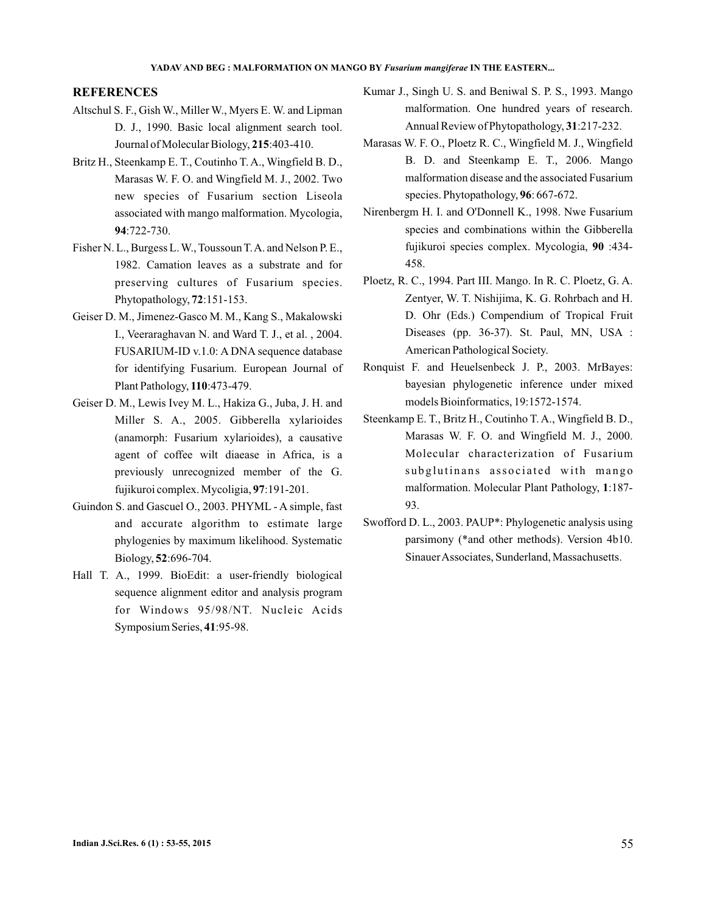## REFERENCES

Altschul S. F., Gish W., Miller W., Myers E. W. and Lipman D. J., 1990. Basic local alignment search tool. Journal of Molecular Biology, **215**:403-410.

Britz H., Steenkamp E. T., Coutinho T. A., Wingfield B. D., Marasas W. F. O. and Wingfield M. J., 2002. Two new species of Fusarium section Liseola associated with mango malformation. Mycologia, **94**:722-730.

Fisher N. L., Burgess L. W., Toussoun T. A. and Nelson P. E., 1982. Camation leaves as a substrate and for preserving cultures of Fusarium species. Phytopathology, **72**:151-153.

Geiser D. M., Jimenez-Gasco M. M., Kang S., Makalowski I., Veeraraghavan N. and Ward T. J., et al. , 2004. FUSARIUM-ID v.1.0: A DNA sequence database for identifying Fusarium. European Journal of Plant Pathology, **110**:473-479.

Geiser D. M., Lewis Ivey M. L., Hakiza G., Juba, J. H. and Miller S. A., 2005. Gibberella xylarioides (anamorph: Fusarium xylarioides), a causative agent of coffee wilt diaease in Africa, is a previously unrecognized member of the G. fujikuroi complex. Mycoligia, **97**:191-201.

Guindon S. and Gascuel O., 2003. PHYML - A simple, fast and accurate algorithm to estimate large phylogenies by maximum likelihood. Systematic Biology, **52**:696-704.

Hall T. A., 1999. BioEdit: a user-friendly biological sequence alignment editor and analysis program for Windows 95/98/NT. Nucleic Acids Symposium Series, **41**:95-98.

Kumar J., Singh U. S. and Beniwal S. P. S., 1993. Mango malformation. One hundred years of research. Annual Review of Phytopathology, **31**:217-232.

Marasas W. F. O., Ploetz R. C., Wingfield M. J., Wingfield B. D. and Steenkamp E. T., 2006. Mango malformation disease and the associated Fusarium species. Phytopathology, **96**: 667-672.

Nirenbergm H. I. and O'Donnell K., 1998. Nwe Fusarium species and combinations within the Gibberella fujikuroi species complex. Mycologia, **90** :434-458.

Ploetz, R. C., 1994. Part III. Mango. In R. C. Ploetz, G. A. Zentyer, W. T. Nishijima, K. G. Rohrbach and H. D. Ohr (Eds.) Compendium of Tropical Fruit Diseases (pp. 36-37). St. Paul, MN, USA : American Pathological Society.

Ronquist F. and Heuelsenbeck J. P., 2003. MrBayes: bayesian phylogenetic inference under mixed models Bioinformatics, 19:1572-1574.

Steenkamp E. T., Britz H., Coutinho T. A., Wingfield B. D., Marasas W. F. O. and Wingfield M. J., 2000. Molecular characterization of Fusarium subglutinans associated with mango malformation. Molecular Plant Pathology, **1**:187-93.

Swofford D. L., 2003. PAUP*: Phylogenetic analysis using parsimony (*and other methods). Version 4b10. Sinauer Associates, Sunderland, Massachusetts.